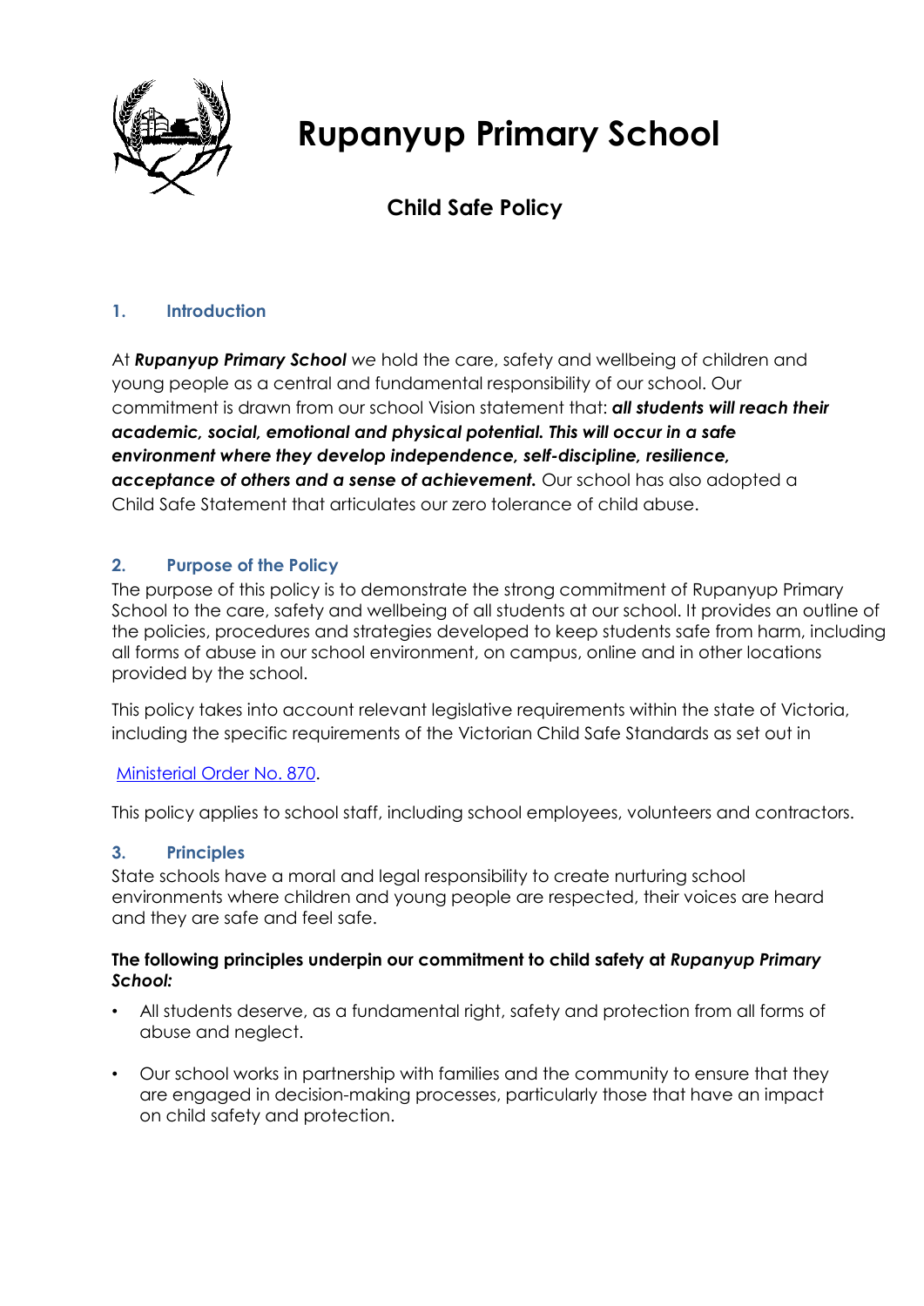# Rupanyup Primary School

## Child Safe Policy

### 1. Introduction

At ***Rupanyup Primary School*** *we* hold the care, safety and wellbeing of children and young people as a central and fundamental responsibility of our school. Our commitment is drawn from our school Vision statement that: ***all students will reach their academic, social, emotional and physical potential. This will occur in a safe environment where they develop independence, self-discipline, resilience, acceptance of others and a sense of achievement.*** Our school has also adopted a Child Safe Statement that articulates our zero tolerance of child abuse.

### 2. Purpose of the Policy

The purpose of this policy is to demonstrate the strong commitment of Rupanyup Primary School to the care, safety and wellbeing of all students at our school. It provides an outline of the policies, procedures and strategies developed to keep students safe from harm, including all forms of abuse in our school environment, on campus, online and in other locations provided by the school.

This policy takes into account relevant legislative requirements within the state of Victoria, including the specific requirements of the Victorian Child Safe Standards as set out in

Ministerial Order No. 870.

This policy applies to school staff, including school employees, volunteers and contractors.

### 3. Principles

State schools have a moral and legal responsibility to create nurturing school environments where children and young people are respected, their voices are heard and they are safe and feel safe.

**The following principles underpin our commitment to child safety at *Rupanyup Primary School:***

- All students deserve, as a fundamental right, safety and protection from all forms of abuse and neglect.
- Our school works in partnership with families and the community to ensure that they are engaged in decision-making processes, particularly those that have an impact on child safety and protection.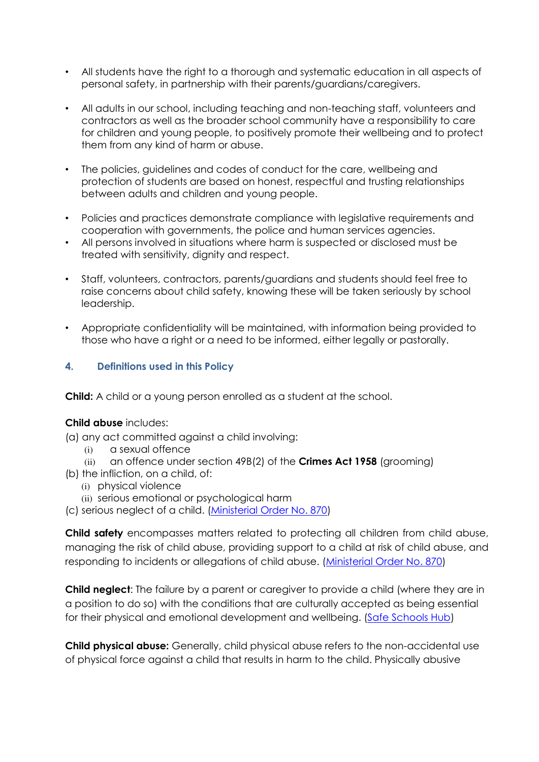- All students have the right to a thorough and systematic education in all aspects of personal safety, in partnership with their parents/guardians/caregivers.

- All adults in our school, including teaching and non-teaching staff, volunteers and contractors as well as the broader school community have a responsibility to care for children and young people, to positively promote their wellbeing and to protect them from any kind of harm or abuse.

- The policies, guidelines and codes of conduct for the care, wellbeing and protection of students are based on honest, respectful and trusting relationships between adults and children and young people.

- Policies and practices demonstrate compliance with legislative requirements and cooperation with governments, the police and human services agencies.
- All persons involved in situations where harm is suspected or disclosed must be treated with sensitivity, dignity and respect.

- Staff, volunteers, contractors, parents/guardians and students should feel free to raise concerns about child safety, knowing these will be taken seriously by school leadership.

- Appropriate confidentiality will be maintained, with information being provided to those who have a right or a need to be informed, either legally or pastorally.

## 4. Definitions used in this Policy

**Child:** A child or a young person enrolled as a student at the school.

**Child abuse** includes:

(a) any act committed against a child involving:
  (i) a sexual offence
  (ii) an offence under section 49B(2) of the **Crimes Act 1958** (grooming)

(b) the infliction, on a child, of:
  (i) physical violence
  (ii) serious emotional or psychological harm

(c) serious neglect of a child. ([Ministerial Order No. 870](#))

**Child safety** encompasses matters related to protecting all children from child abuse, managing the risk of child abuse, providing support to a child at risk of child abuse, and responding to incidents or allegations of child abuse. ([Ministerial Order No. 870](#))

**Child neglect**: The failure by a parent or caregiver to provide a child (where they are in a position to do so) with the conditions that are culturally accepted as being essential for their physical and emotional development and wellbeing. ([Safe Schools Hub](#))

**Child physical abuse:** Generally, child physical abuse refers to the non-accidental use of physical force against a child that results in harm to the child. Physically abusive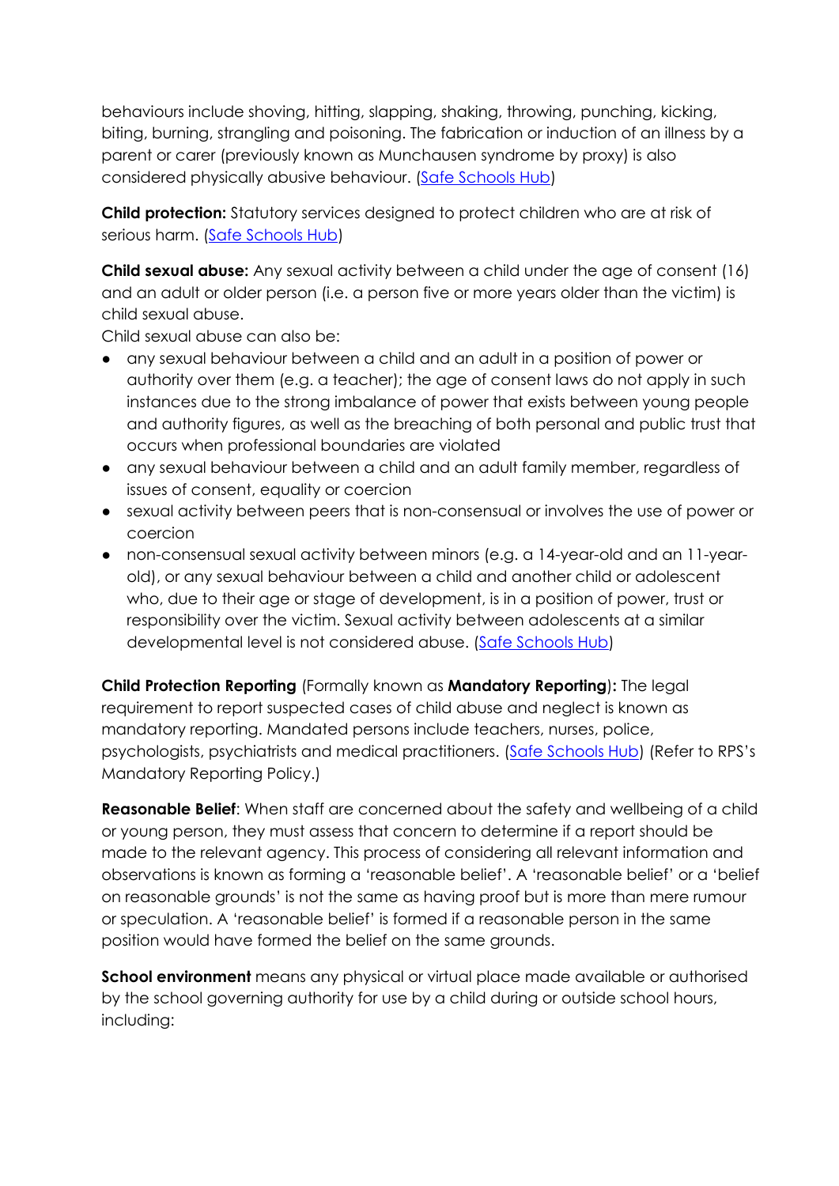behaviours include shoving, hitting, slapping, shaking, throwing, punching, kicking, biting, burning, strangling and poisoning. The fabrication or induction of an illness by a parent or carer (previously known as Munchausen syndrome by proxy) is also considered physically abusive behaviour. ([Safe Schools Hub](#))

**Child protection:** Statutory services designed to protect children who are at risk of serious harm. ([Safe Schools Hub](#))

**Child sexual abuse:** Any sexual activity between a child under the age of consent (16) and an adult or older person (i.e. a person five or more years older than the victim) is child sexual abuse.

Child sexual abuse can also be:

- any sexual behaviour between a child and an adult in a position of power or authority over them (e.g. a teacher); the age of consent laws do not apply in such instances due to the strong imbalance of power that exists between young people and authority figures, as well as the breaching of both personal and public trust that occurs when professional boundaries are violated
- any sexual behaviour between a child and an adult family member, regardless of issues of consent, equality or coercion
- sexual activity between peers that is non-consensual or involves the use of power or coercion
- non-consensual sexual activity between minors (e.g. a 14-year-old and an 11-year-old), or any sexual behaviour between a child and another child or adolescent who, due to their age or stage of development, is in a position of power, trust or responsibility over the victim. Sexual activity between adolescents at a similar developmental level is not considered abuse. ([Safe Schools Hub](#))

**Child Protection Reporting** (Formally known as **Mandatory Reporting**)**:** The legal requirement to report suspected cases of child abuse and neglect is known as mandatory reporting. Mandated persons include teachers, nurses, police, psychologists, psychiatrists and medical practitioners. ([Safe Schools Hub](#)) (Refer to RPS's Mandatory Reporting Policy.)

**Reasonable Belief**: When staff are concerned about the safety and wellbeing of a child or young person, they must assess that concern to determine if a report should be made to the relevant agency. This process of considering all relevant information and observations is known as forming a 'reasonable belief'. A 'reasonable belief' or a 'belief on reasonable grounds' is not the same as having proof but is more than mere rumour or speculation. A 'reasonable belief' is formed if a reasonable person in the same position would have formed the belief on the same grounds.

**School environment** means any physical or virtual place made available or authorised by the school governing authority for use by a child during or outside school hours, including: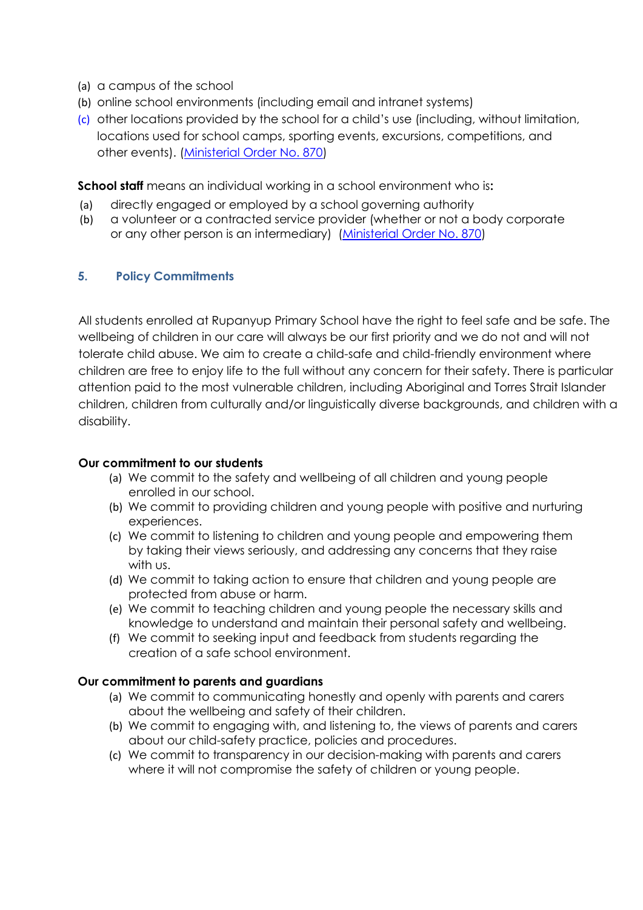(a) a campus of the school
(b) online school environments (including email and intranet systems)
(c) other locations provided by the school for a child's use (including, without limitation, locations used for school camps, sporting events, excursions, competitions, and other events). ([Ministerial Order No. 870](#))

**School staff** means an individual working in a school environment who is**:**

(a) directly engaged or employed by a school governing authority
(b) a volunteer or a contracted service provider (whether or not a body corporate or any other person is an intermediary) ([Ministerial Order No. 870](#))

## 5. Policy Commitments

All students enrolled at Rupanyup Primary School have the right to feel safe and be safe. The wellbeing of children in our care will always be our first priority and we do not and will not tolerate child abuse. We aim to create a child-safe and child-friendly environment where children are free to enjoy life to the full without any concern for their safety. There is particular attention paid to the most vulnerable children, including Aboriginal and Torres Strait Islander children, children from culturally and/or linguistically diverse backgrounds, and children with a disability.

**Our commitment to our students**

(a) We commit to the safety and wellbeing of all children and young people enrolled in our school.
(b) We commit to providing children and young people with positive and nurturing experiences.
(c) We commit to listening to children and young people and empowering them by taking their views seriously, and addressing any concerns that they raise with us.
(d) We commit to taking action to ensure that children and young people are protected from abuse or harm.
(e) We commit to teaching children and young people the necessary skills and knowledge to understand and maintain their personal safety and wellbeing.
(f) We commit to seeking input and feedback from students regarding the creation of a safe school environment.

**Our commitment to parents and guardians**

(a) We commit to communicating honestly and openly with parents and carers about the wellbeing and safety of their children.
(b) We commit to engaging with, and listening to, the views of parents and carers about our child-safety practice, policies and procedures.
(c) We commit to transparency in our decision-making with parents and carers where it will not compromise the safety of children or young people.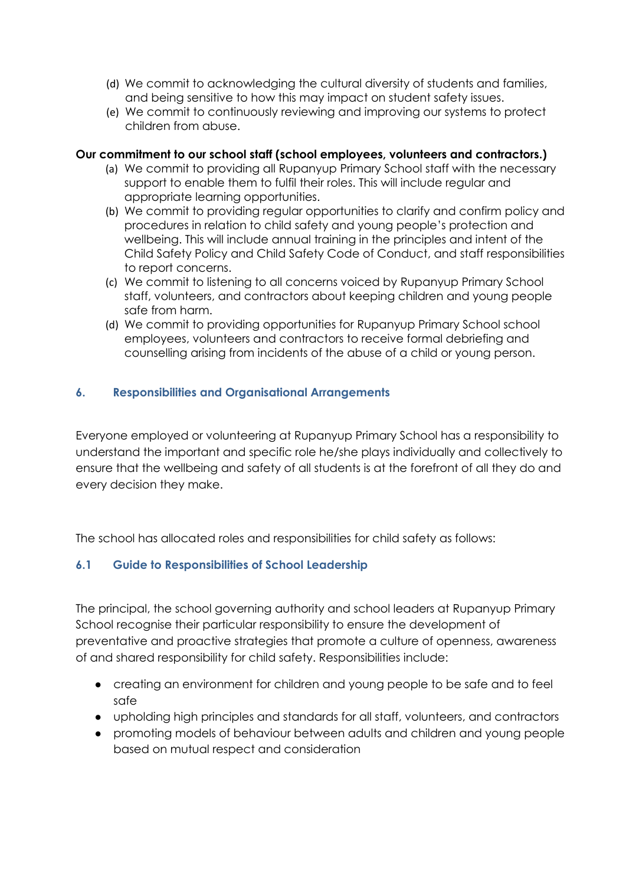(d) We commit to acknowledging the cultural diversity of students and families, and being sensitive to how this may impact on student safety issues.
(e) We commit to continuously reviewing and improving our systems to protect children from abuse.

**Our commitment to our school staff (school employees, volunteers and contractors.)**

(a) We commit to providing all Rupanyup Primary School staff with the necessary support to enable them to fulfil their roles. This will include regular and appropriate learning opportunities.
(b) We commit to providing regular opportunities to clarify and confirm policy and procedures in relation to child safety and young people's protection and wellbeing. This will include annual training in the principles and intent of the Child Safety Policy and Child Safety Code of Conduct, and staff responsibilities to report concerns.
(c) We commit to listening to all concerns voiced by Rupanyup Primary School staff, volunteers, and contractors about keeping children and young people safe from harm.
(d) We commit to providing opportunities for Rupanyup Primary School school employees, volunteers and contractors to receive formal debriefing and counselling arising from incidents of the abuse of a child or young person.

## 6. Responsibilities and Organisational Arrangements

Everyone employed or volunteering at Rupanyup Primary School has a responsibility to understand the important and specific role he/she plays individually and collectively to ensure that the wellbeing and safety of all students is at the forefront of all they do and every decision they make.

The school has allocated roles and responsibilities for child safety as follows:

### 6.1 Guide to Responsibilities of School Leadership

The principal, the school governing authority and school leaders at Rupanyup Primary School recognise their particular responsibility to ensure the development of preventative and proactive strategies that promote a culture of openness, awareness of and shared responsibility for child safety. Responsibilities include:

- creating an environment for children and young people to be safe and to feel safe
- upholding high principles and standards for all staff, volunteers, and contractors
- promoting models of behaviour between adults and children and young people based on mutual respect and consideration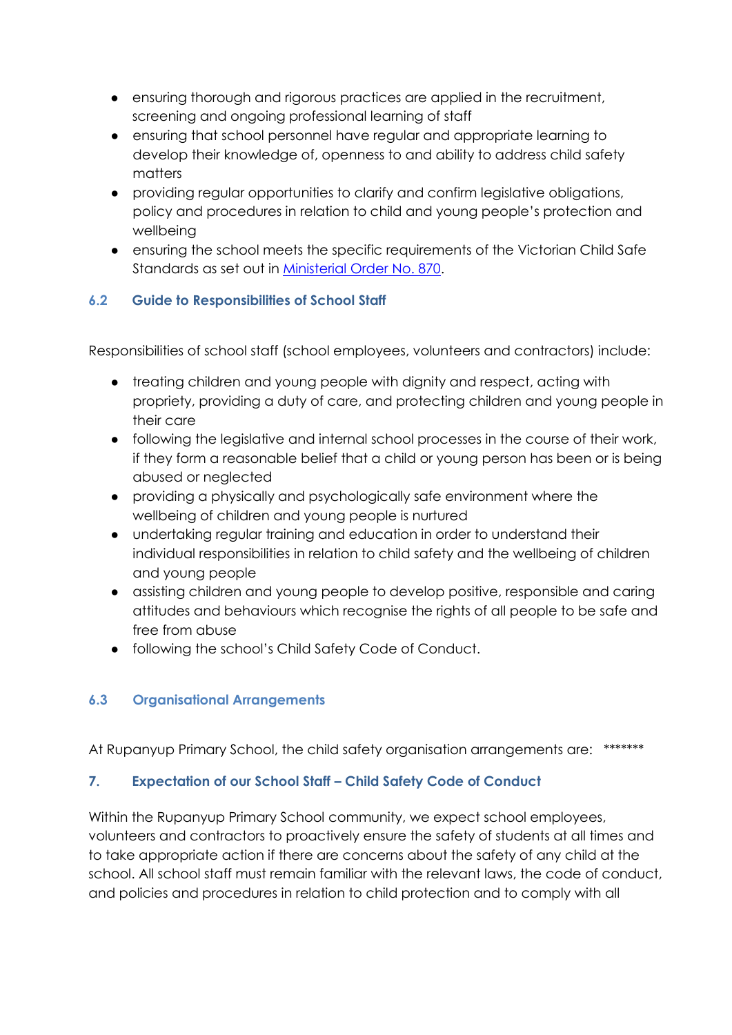- ensuring thorough and rigorous practices are applied in the recruitment, screening and ongoing professional learning of staff
- ensuring that school personnel have regular and appropriate learning to develop their knowledge of, openness to and ability to address child safety matters
- providing regular opportunities to clarify and confirm legislative obligations, policy and procedures in relation to child and young people's protection and wellbeing
- ensuring the school meets the specific requirements of the Victorian Child Safe Standards as set out in [Ministerial Order No. 870](#).

### 6.2 Guide to Responsibilities of School Staff

Responsibilities of school staff (school employees, volunteers and contractors) include:

- treating children and young people with dignity and respect, acting with propriety, providing a duty of care, and protecting children and young people in their care
- following the legislative and internal school processes in the course of their work, if they form a reasonable belief that a child or young person has been or is being abused or neglected
- providing a physically and psychologically safe environment where the wellbeing of children and young people is nurtured
- undertaking regular training and education in order to understand their individual responsibilities in relation to child safety and the wellbeing of children and young people
- assisting children and young people to develop positive, responsible and caring attitudes and behaviours which recognise the rights of all people to be safe and free from abuse
- following the school's Child Safety Code of Conduct.

### 6.3 Organisational Arrangements

At Rupanyup Primary School, the child safety organisation arrangements are: *******

## 7. Expectation of our School Staff – Child Safety Code of Conduct

Within the Rupanyup Primary School community, we expect school employees, volunteers and contractors to proactively ensure the safety of students at all times and to take appropriate action if there are concerns about the safety of any child at the school. All school staff must remain familiar with the relevant laws, the code of conduct, and policies and procedures in relation to child protection and to comply with all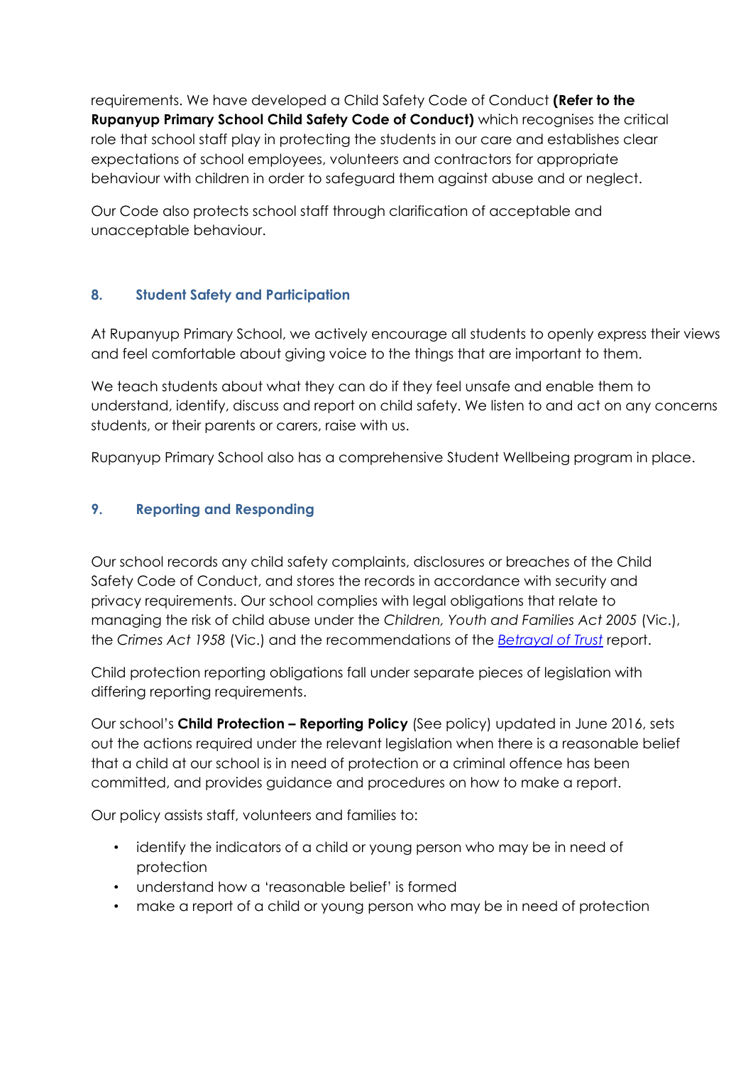requirements. We have developed a Child Safety Code of Conduct **(Refer to the Rupanyup Primary School Child Safety Code of Conduct)** which recognises the critical role that school staff play in protecting the students in our care and establishes clear expectations of school employees, volunteers and contractors for appropriate behaviour with children in order to safeguard them against abuse and or neglect.

Our Code also protects school staff through clarification of acceptable and unacceptable behaviour.

## 8. Student Safety and Participation

At Rupanyup Primary School, we actively encourage all students to openly express their views and feel comfortable about giving voice to the things that are important to them.

We teach students about what they can do if they feel unsafe and enable them to understand, identify, discuss and report on child safety. We listen to and act on any concerns students, or their parents or carers, raise with us.

Rupanyup Primary School also has a comprehensive Student Wellbeing program in place.

## 9. Reporting and Responding

Our school records any child safety complaints, disclosures or breaches of the Child Safety Code of Conduct, and stores the records in accordance with security and privacy requirements. Our school complies with legal obligations that relate to managing the risk of child abuse under the *Children, Youth and Families Act 2005* (Vic.), the *Crimes Act 1958* (Vic.) and the recommendations of the *Betrayal of Trust* report.

Child protection reporting obligations fall under separate pieces of legislation with differing reporting requirements.

Our school's **Child Protection – Reporting Policy** (See policy) updated in June 2016, sets out the actions required under the relevant legislation when there is a reasonable belief that a child at our school is in need of protection or a criminal offence has been committed, and provides guidance and procedures on how to make a report.

Our policy assists staff, volunteers and families to:

- identify the indicators of a child or young person who may be in need of protection
- understand how a 'reasonable belief' is formed
- make a report of a child or young person who may be in need of protection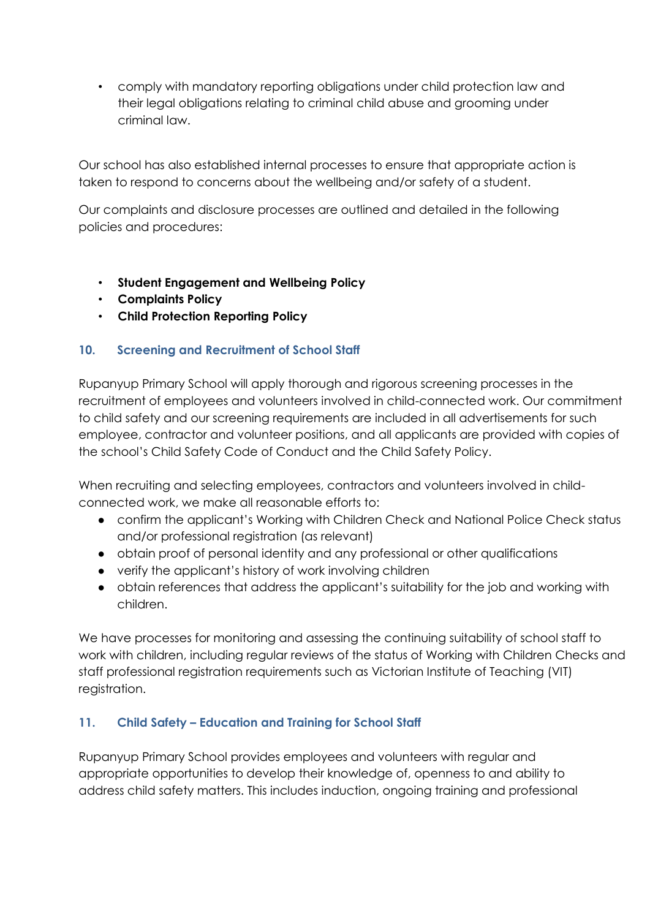- comply with mandatory reporting obligations under child protection law and their legal obligations relating to criminal child abuse and grooming under criminal law.

Our school has also established internal processes to ensure that appropriate action is taken to respond to concerns about the wellbeing and/or safety of a student.

Our complaints and disclosure processes are outlined and detailed in the following policies and procedures:

- **Student Engagement and Wellbeing Policy**
- **Complaints Policy**
- **Child Protection Reporting Policy**

## 10. Screening and Recruitment of School Staff

Rupanyup Primary School will apply thorough and rigorous screening processes in the recruitment of employees and volunteers involved in child-connected work. Our commitment to child safety and our screening requirements are included in all advertisements for such employee, contractor and volunteer positions, and all applicants are provided with copies of the school's Child Safety Code of Conduct and the Child Safety Policy.

When recruiting and selecting employees, contractors and volunteers involved in child-connected work, we make all reasonable efforts to:

- confirm the applicant's Working with Children Check and National Police Check status and/or professional registration (as relevant)
- obtain proof of personal identity and any professional or other qualifications
- verify the applicant's history of work involving children
- obtain references that address the applicant's suitability for the job and working with children.

We have processes for monitoring and assessing the continuing suitability of school staff to work with children, including regular reviews of the status of Working with Children Checks and staff professional registration requirements such as Victorian Institute of Teaching (VIT) registration.

## 11. Child Safety – Education and Training for School Staff

Rupanyup Primary School provides employees and volunteers with regular and appropriate opportunities to develop their knowledge of, openness to and ability to address child safety matters. This includes induction, ongoing training and professional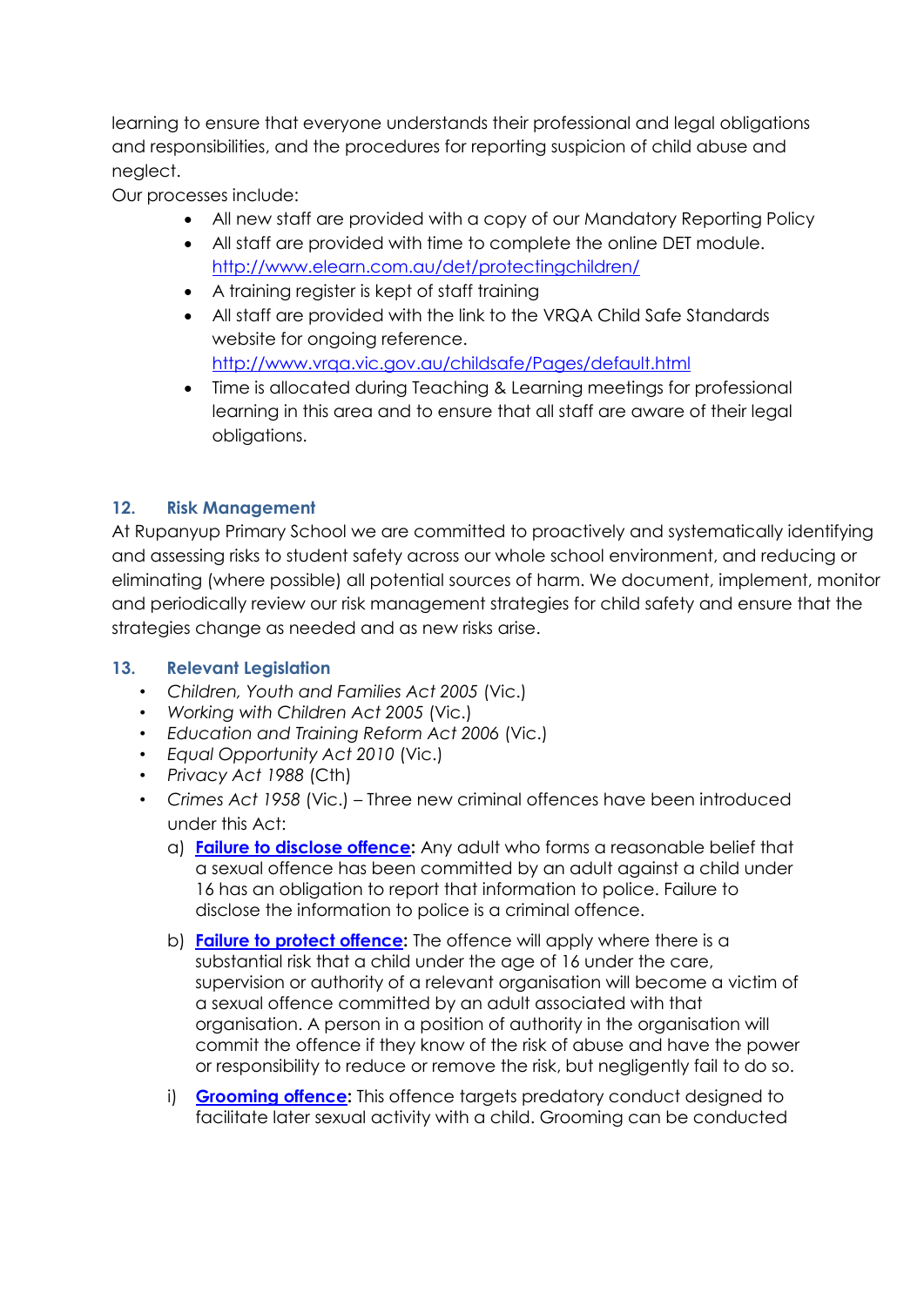learning to ensure that everyone understands their professional and legal obligations and responsibilities, and the procedures for reporting suspicion of child abuse and neglect.

Our processes include:

- All new staff are provided with a copy of our Mandatory Reporting Policy
- All staff are provided with time to complete the online DET module. http://www.elearn.com.au/det/protectingchildren/
- A training register is kept of staff training
- All staff are provided with the link to the VRQA Child Safe Standards website for ongoing reference. http://www.vrqa.vic.gov.au/childsafe/Pages/default.html
- Time is allocated during Teaching & Learning meetings for professional learning in this area and to ensure that all staff are aware of their legal obligations.

## 12. Risk Management

At Rupanyup Primary School we are committed to proactively and systematically identifying and assessing risks to student safety across our whole school environment, and reducing or eliminating (where possible) all potential sources of harm. We document, implement, monitor and periodically review our risk management strategies for child safety and ensure that the strategies change as needed and as new risks arise.

## 13. Relevant Legislation

- *Children, Youth and Families Act 2005* (Vic.)
- *Working with Children Act 2005* (Vic.)
- *Education and Training Reform Act 2006* (Vic.)
- *Equal Opportunity Act 2010* (Vic.)
- *Privacy Act 1988* (Cth)
- *Crimes Act 1958* (Vic.) – Three new criminal offences have been introduced under this Act:
  a) **Failure to disclose offence:** Any adult who forms a reasonable belief that a sexual offence has been committed by an adult against a child under 16 has an obligation to report that information to police. Failure to disclose the information to police is a criminal offence.

  b) **Failure to protect offence:** The offence will apply where there is a substantial risk that a child under the age of 16 under the care, supervision or authority of a relevant organisation will become a victim of a sexual offence committed by an adult associated with that organisation. A person in a position of authority in the organisation will commit the offence if they know of the risk of abuse and have the power or responsibility to reduce or remove the risk, but negligently fail to do so.

  i) **Grooming offence:** This offence targets predatory conduct designed to facilitate later sexual activity with a child. Grooming can be conducted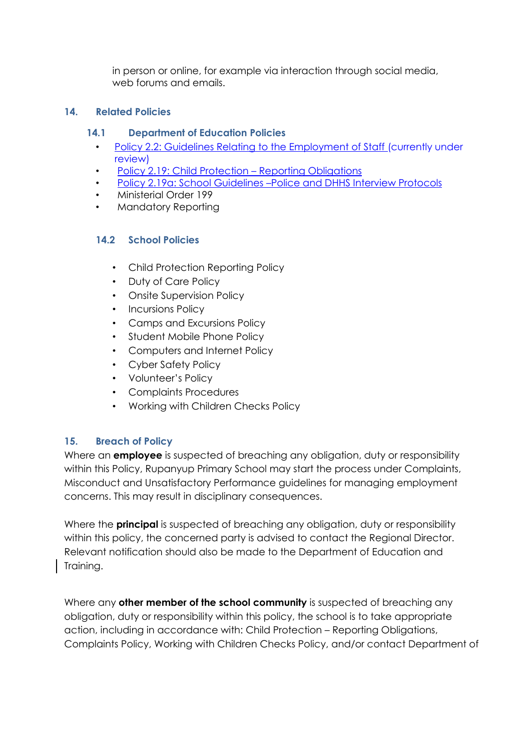in person or online, for example via interaction through social media, web forums and emails.

## 14. Related Policies

### 14.1 Department of Education Policies

- Policy 2.2: Guidelines Relating to the Employment of Staff (currently under review)
- Policy 2.19: Child Protection – Reporting Obligations
- Policy 2.19a: School Guidelines –Police and DHHS Interview Protocols
- Ministerial Order 199
- Mandatory Reporting

### 14.2 School Policies

- Child Protection Reporting Policy
- Duty of Care Policy
- Onsite Supervision Policy
- Incursions Policy
- Camps and Excursions Policy
- Student Mobile Phone Policy
- Computers and Internet Policy
- Cyber Safety Policy
- Volunteer's Policy
- Complaints Procedures
- Working with Children Checks Policy

## 15. Breach of Policy

Where an **employee** is suspected of breaching any obligation, duty or responsibility within this Policy, Rupanyup Primary School may start the process under Complaints, Misconduct and Unsatisfactory Performance guidelines for managing employment concerns. This may result in disciplinary consequences.

Where the **principal** is suspected of breaching any obligation, duty or responsibility within this policy, the concerned party is advised to contact the Regional Director. Relevant notification should also be made to the Department of Education and Training.

Where any **other member of the school community** is suspected of breaching any obligation, duty or responsibility within this policy, the school is to take appropriate action, including in accordance with: Child Protection – Reporting Obligations, Complaints Policy, Working with Children Checks Policy, and/or contact Department of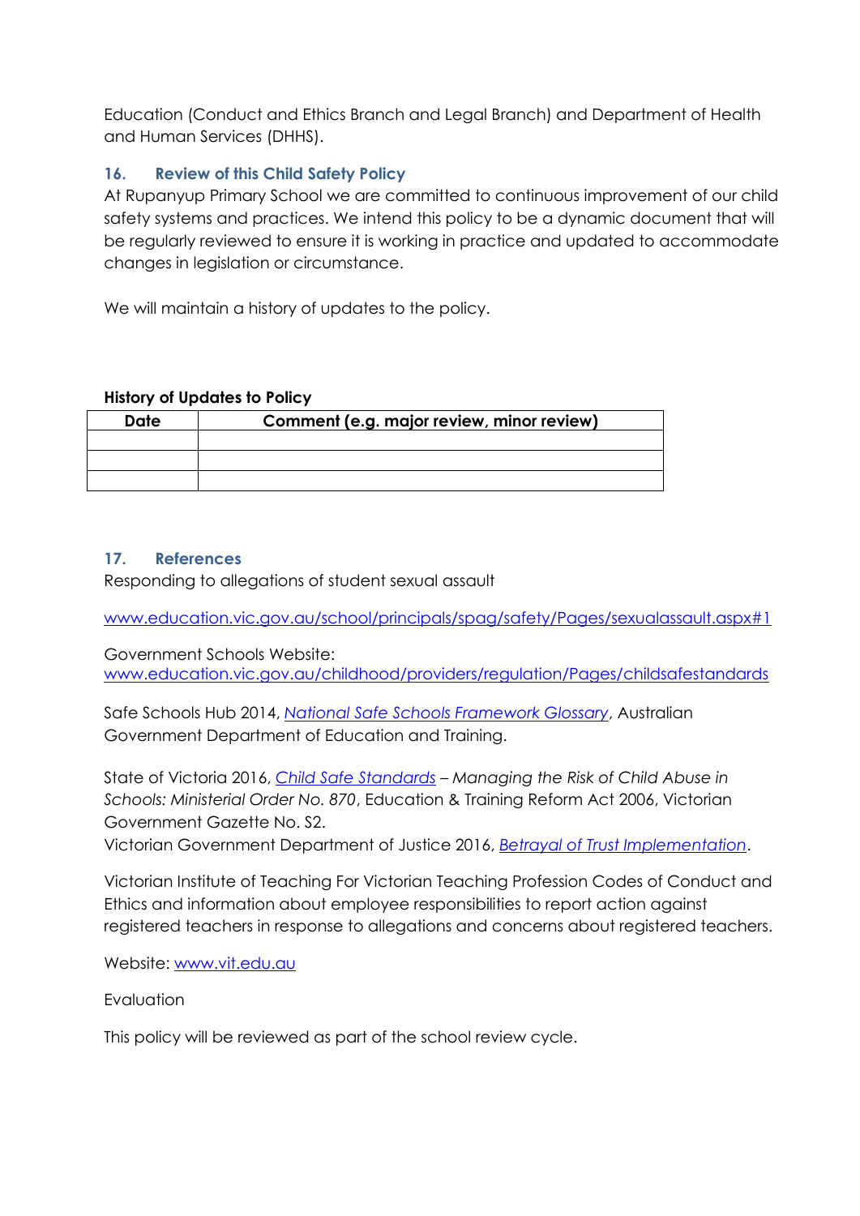Education (Conduct and Ethics Branch and Legal Branch) and Department of Health and Human Services (DHHS).

## 16. Review of this Child Safety Policy

At Rupanyup Primary School we are committed to continuous improvement of our child safety systems and practices. We intend this policy to be a dynamic document that will be regularly reviewed to ensure it is working in practice and updated to accommodate changes in legislation or circumstance.

We will maintain a history of updates to the policy.

**History of Updates to Policy**

| Date | Comment (e.g. major review, minor review) |
| --- | --- |
| | |
| | |
| | |

## 17. References

Responding to allegations of student sexual assault

www.education.vic.gov.au/school/principals/spag/safety/Pages/sexualassault.aspx#1

Government Schools Website:
www.education.vic.gov.au/childhood/providers/regulation/Pages/childsafestandards

Safe Schools Hub 2014, *National Safe Schools Framework Glossary*, Australian Government Department of Education and Training.

State of Victoria 2016, *Child Safe Standards – Managing the Risk of Child Abuse in Schools: Ministerial Order No. 870*, Education & Training Reform Act 2006, Victorian Government Gazette No. S2.
Victorian Government Department of Justice 2016, *Betrayal of Trust Implementation*.

Victorian Institute of Teaching For Victorian Teaching Profession Codes of Conduct and Ethics and information about employee responsibilities to report action against registered teachers in response to allegations and concerns about registered teachers.

Website: www.vit.edu.au

Evaluation

This policy will be reviewed as part of the school review cycle.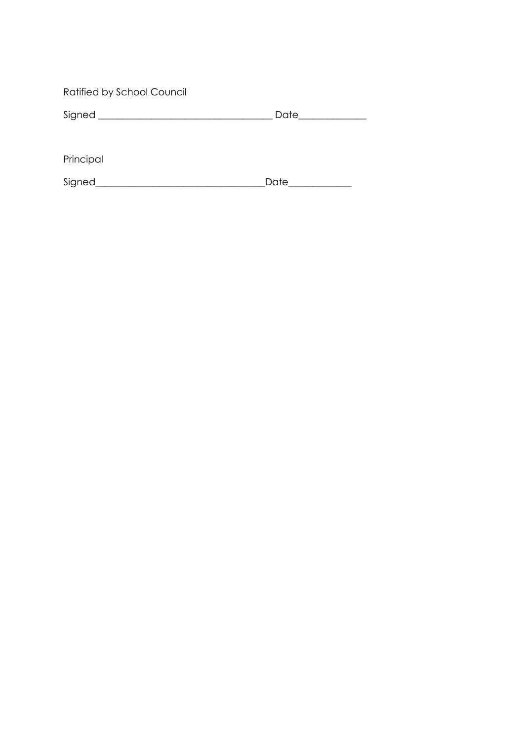Ratified by School Council

Signed ____________________________________ Date______________

Principal

Signed___________________________________Date_____________